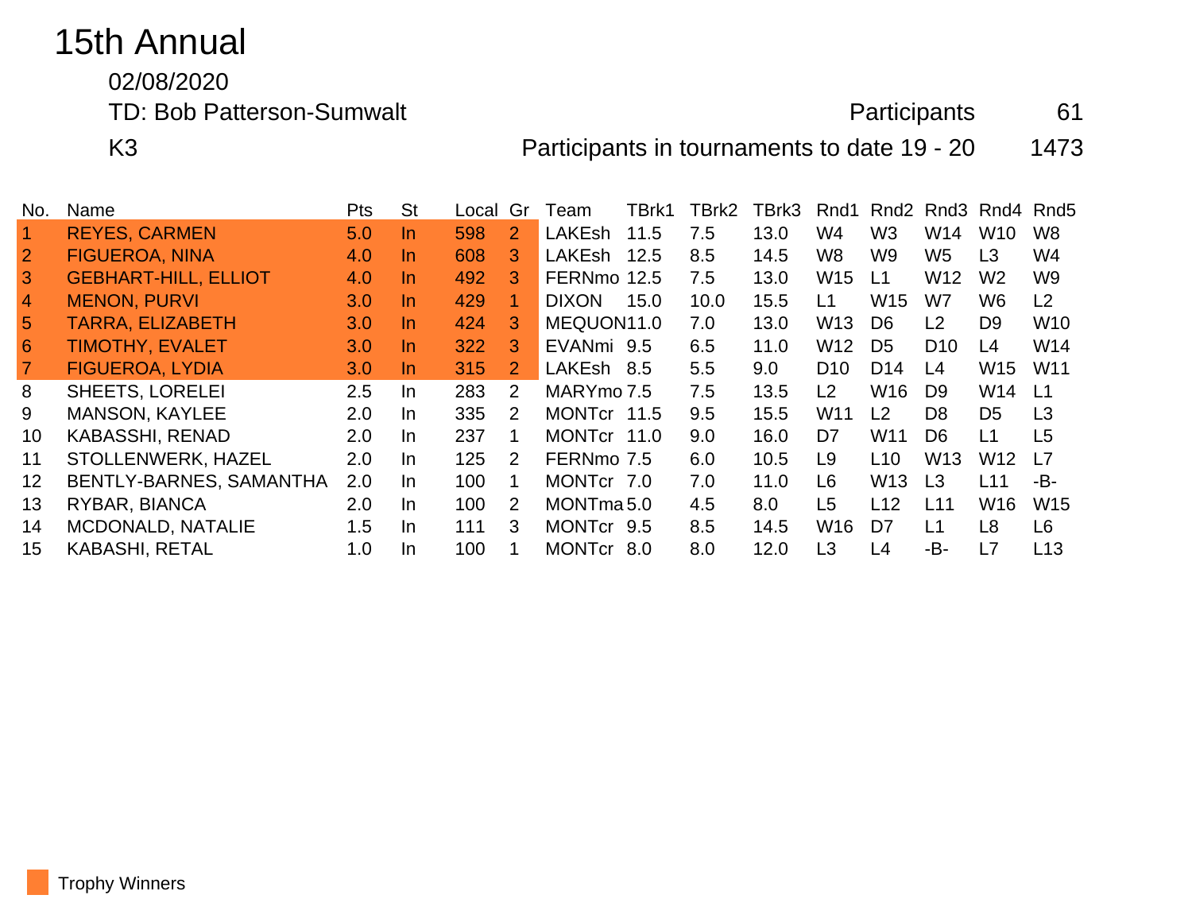# 15th Annual

02/08/2020

TD: Bob Patterson-Sumwalt

Participants 61

K3

Participants in tournaments to date 19 - 20 1473

| No. | Name | Pts | St | Local | Gr | Team | TBrk1 | TBrk2 | TBrk3 | Rnd1 | Rnd2 | Rnd3 | Rnd4 | Rnd5 |
|---|---|---|---|---|---|---|---|---|---|---|---|---|---|---|
| 1 | REYES, CARMEN | 5.0 | In | 598 | 2 | LAKEsh | 11.5 | 7.5 | 13.0 | W4 | W3 | W14 | W10 | W8 |
| 2 | FIGUEROA, NINA | 4.0 | In | 608 | 3 | LAKEsh | 12.5 | 8.5 | 14.5 | W8 | W9 | W5 | L3 | W4 |
| 3 | GEBHART-HILL, ELLIOT | 4.0 | In | 492 | 3 | FERNmo | 12.5 | 7.5 | 13.0 | W15 | L1 | W12 | W2 | W9 |
| 4 | MENON, PURVI | 3.0 | In | 429 | 1 | DIXON | 15.0 | 10.0 | 15.5 | L1 | W15 | W7 | W6 | L2 |
| 5 | TARRA, ELIZABETH | 3.0 | In | 424 | 3 | MEQUON | 11.0 | 7.0 | 13.0 | W13 | D6 | L2 | D9 | W10 |
| 6 | TIMOTHY, EVALET | 3.0 | In | 322 | 3 | EVANmi | 9.5 | 6.5 | 11.0 | W12 | D5 | D10 | L4 | W14 |
| 7 | FIGUEROA, LYDIA | 3.0 | In | 315 | 2 | LAKEsh | 8.5 | 5.5 | 9.0 | D10 | D14 | L4 | W15 | W11 |
| 8 | SHEETS, LORELEI | 2.5 | In | 283 | 2 | MARYmo | 7.5 | 7.5 | 13.5 | L2 | W16 | D9 | W14 | L1 |
| 9 | MANSON, KAYLEE | 2.0 | In | 335 | 2 | MONTcr | 11.5 | 9.5 | 15.5 | W11 | L2 | D8 | D5 | L3 |
| 10 | KABASSHI, RENAD | 2.0 | In | 237 | 1 | MONTcr | 11.0 | 9.0 | 16.0 | D7 | W11 | D6 | L1 | L5 |
| 11 | STOLLENWERK, HAZEL | 2.0 | In | 125 | 2 | FERNmo | 7.5 | 6.0 | 10.5 | L9 | L10 | W13 | W12 | L7 |
| 12 | BENTLY-BARNES, SAMANTHA | 2.0 | In | 100 | 1 | MONTcr | 7.0 | 7.0 | 11.0 | L6 | W13 | L3 | L11 | -B- |
| 13 | RYBAR, BIANCA | 2.0 | In | 100 | 2 | MONTma | 5.0 | 4.5 | 8.0 | L5 | L12 | L11 | W16 | W15 |
| 14 | MCDONALD, NATALIE | 1.5 | In | 111 | 3 | MONTcr | 9.5 | 8.5 | 14.5 | W16 | D7 | L1 | L8 | L6 |
| 15 | KABASHI, RETAL | 1.0 | In | 100 | 1 | MONTcr | 8.0 | 8.0 | 12.0 | L3 | L4 | -B- | L7 | L13 |

Trophy Winners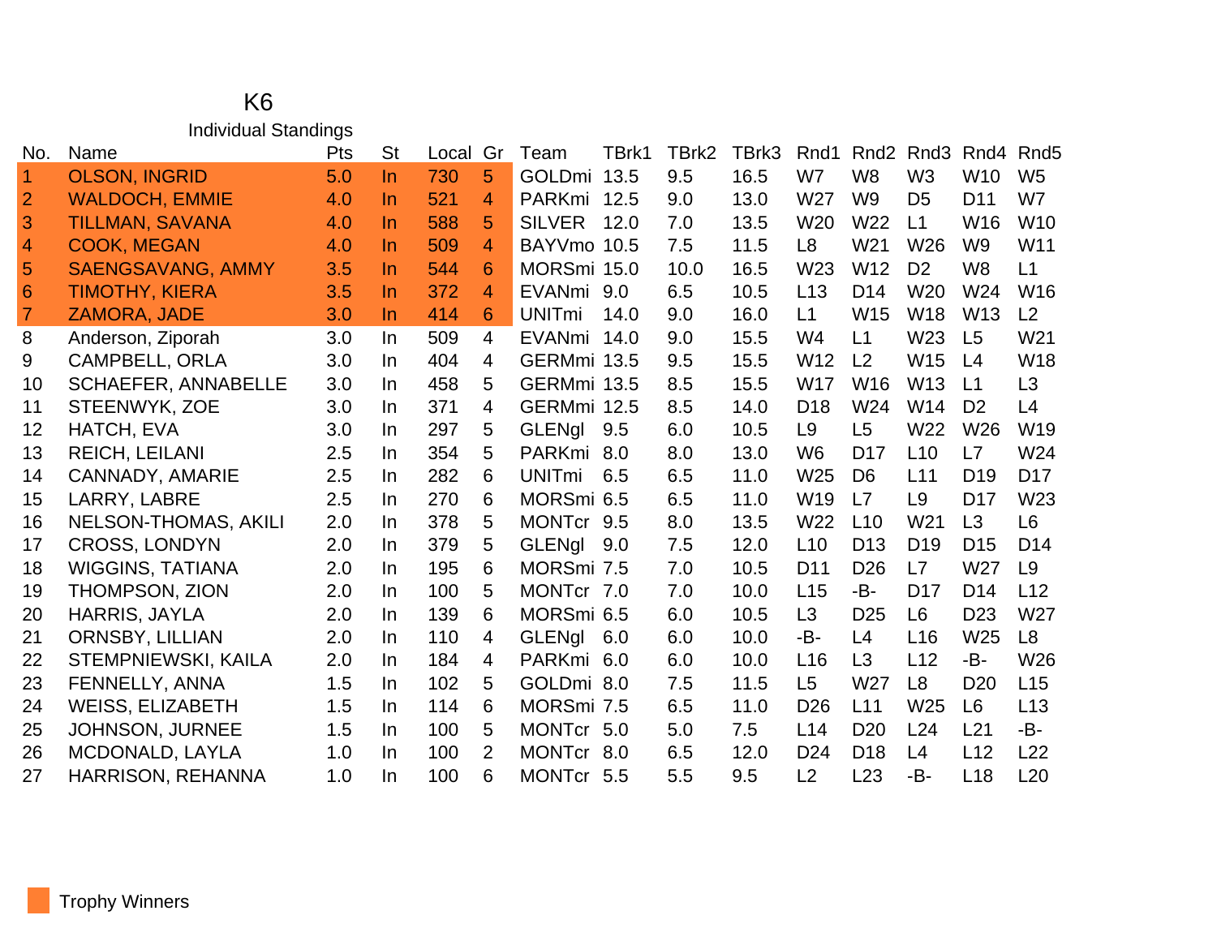# K6

## Individual Standings

| No. | Name | Pts | St | Local | Gr | Team | TBrk1 | TBrk2 | TBrk3 | Rnd1 | Rnd2 | Rnd3 | Rnd4 | Rnd5 |
|---|---|---|---|---|---|---|---|---|---|---|---|---|---|---|
| 1 | OLSON, INGRID | 5.0 | In | 730 | 5 | GOLDmi | 13.5 | 9.5 | 16.5 | W7 | W8 | W3 | W10 | W5 |
| 2 | WALDOCH, EMMIE | 4.0 | In | 521 | 4 | PARKmi | 12.5 | 9.0 | 13.0 | W27 | W9 | D5 | D11 | W7 |
| 3 | TILLMAN, SAVANA | 4.0 | In | 588 | 5 | SILVER | 12.0 | 7.0 | 13.5 | W20 | W22 | L1 | W16 | W10 |
| 4 | COOK, MEGAN | 4.0 | In | 509 | 4 | BAYVmo | 10.5 | 7.5 | 11.5 | L8 | W21 | W26 | W9 | W11 |
| 5 | SAENGSAVANG, AMMY | 3.5 | In | 544 | 6 | MORSmi | 15.0 | 10.0 | 16.5 | W23 | W12 | D2 | W8 | L1 |
| 6 | TIMOTHY, KIERA | 3.5 | In | 372 | 4 | EVANmi | 9.0 | 6.5 | 10.5 | L13 | D14 | W20 | W24 | W16 |
| 7 | ZAMORA, JADE | 3.0 | In | 414 | 6 | UNITmi | 14.0 | 9.0 | 16.0 | L1 | W15 | W18 | W13 | L2 |
| 8 | Anderson, Ziporah | 3.0 | In | 509 | 4 | EVANmi | 14.0 | 9.0 | 15.5 | W4 | L1 | W23 | L5 | W21 |
| 9 | CAMPBELL, ORLA | 3.0 | In | 404 | 4 | GERMmi | 13.5 | 9.5 | 15.5 | W12 | L2 | W15 | L4 | W18 |
| 10 | SCHAEFER, ANNABELLE | 3.0 | In | 458 | 5 | GERMmi | 13.5 | 8.5 | 15.5 | W17 | W16 | W13 | L1 | L3 |
| 11 | STEENWYK, ZOE | 3.0 | In | 371 | 4 | GERMmi | 12.5 | 8.5 | 14.0 | D18 | W24 | W14 | D2 | L4 |
| 12 | HATCH, EVA | 3.0 | In | 297 | 5 | GLENgl | 9.5 | 6.0 | 10.5 | L9 | L5 | W22 | W26 | W19 |
| 13 | REICH, LEILANI | 2.5 | In | 354 | 5 | PARKmi | 8.0 | 8.0 | 13.0 | W6 | D17 | L10 | L7 | W24 |
| 14 | CANNADY, AMARIE | 2.5 | In | 282 | 6 | UNITmi | 6.5 | 6.5 | 11.0 | W25 | D6 | L11 | D19 | D17 |
| 15 | LARRY, LABRE | 2.5 | In | 270 | 6 | MORSmi | 6.5 | 6.5 | 11.0 | W19 | L7 | L9 | D17 | W23 |
| 16 | NELSON-THOMAS, AKILI | 2.0 | In | 378 | 5 | MONTcr | 9.5 | 8.0 | 13.5 | W22 | L10 | W21 | L3 | L6 |
| 17 | CROSS, LONDYN | 2.0 | In | 379 | 5 | GLENgl | 9.0 | 7.5 | 12.0 | L10 | D13 | D19 | D15 | D14 |
| 18 | WIGGINS, TATIANA | 2.0 | In | 195 | 6 | MORSmi | 7.5 | 7.0 | 10.5 | D11 | D26 | L7 | W27 | L9 |
| 19 | THOMPSON, ZION | 2.0 | In | 100 | 5 | MONTcr | 7.0 | 7.0 | 10.0 | L15 | -B- | D17 | D14 | L12 |
| 20 | HARRIS, JAYLA | 2.0 | In | 139 | 6 | MORSmi | 6.5 | 6.0 | 10.5 | L3 | D25 | L6 | D23 | W27 |
| 21 | ORNSBY, LILLIAN | 2.0 | In | 110 | 4 | GLENgl | 6.0 | 6.0 | 10.0 | -B- | L4 | L16 | W25 | L8 |
| 22 | STEMPNIEWSKI, KAILA | 2.0 | In | 184 | 4 | PARKmi | 6.0 | 6.0 | 10.0 | L16 | L3 | L12 | -B- | W26 |
| 23 | FENNELLY, ANNA | 1.5 | In | 102 | 5 | GOLDmi | 8.0 | 7.5 | 11.5 | L5 | W27 | L8 | D20 | L15 |
| 24 | WEISS, ELIZABETH | 1.5 | In | 114 | 6 | MORSmi | 7.5 | 6.5 | 11.0 | D26 | L11 | W25 | L6 | L13 |
| 25 | JOHNSON, JURNEE | 1.5 | In | 100 | 5 | MONTcr | 5.0 | 5.0 | 7.5 | L14 | D20 | L24 | L21 | -B- |
| 26 | MCDONALD, LAYLA | 1.0 | In | 100 | 2 | MONTcr | 8.0 | 6.5 | 12.0 | D24 | D18 | L4 | L12 | L22 |
| 27 | HARRISON, REHANNA | 1.0 | In | 100 | 6 | MONTcr | 5.5 | 5.5 | 9.5 | L2 | L23 | -B- | L18 | L20 |

Trophy Winners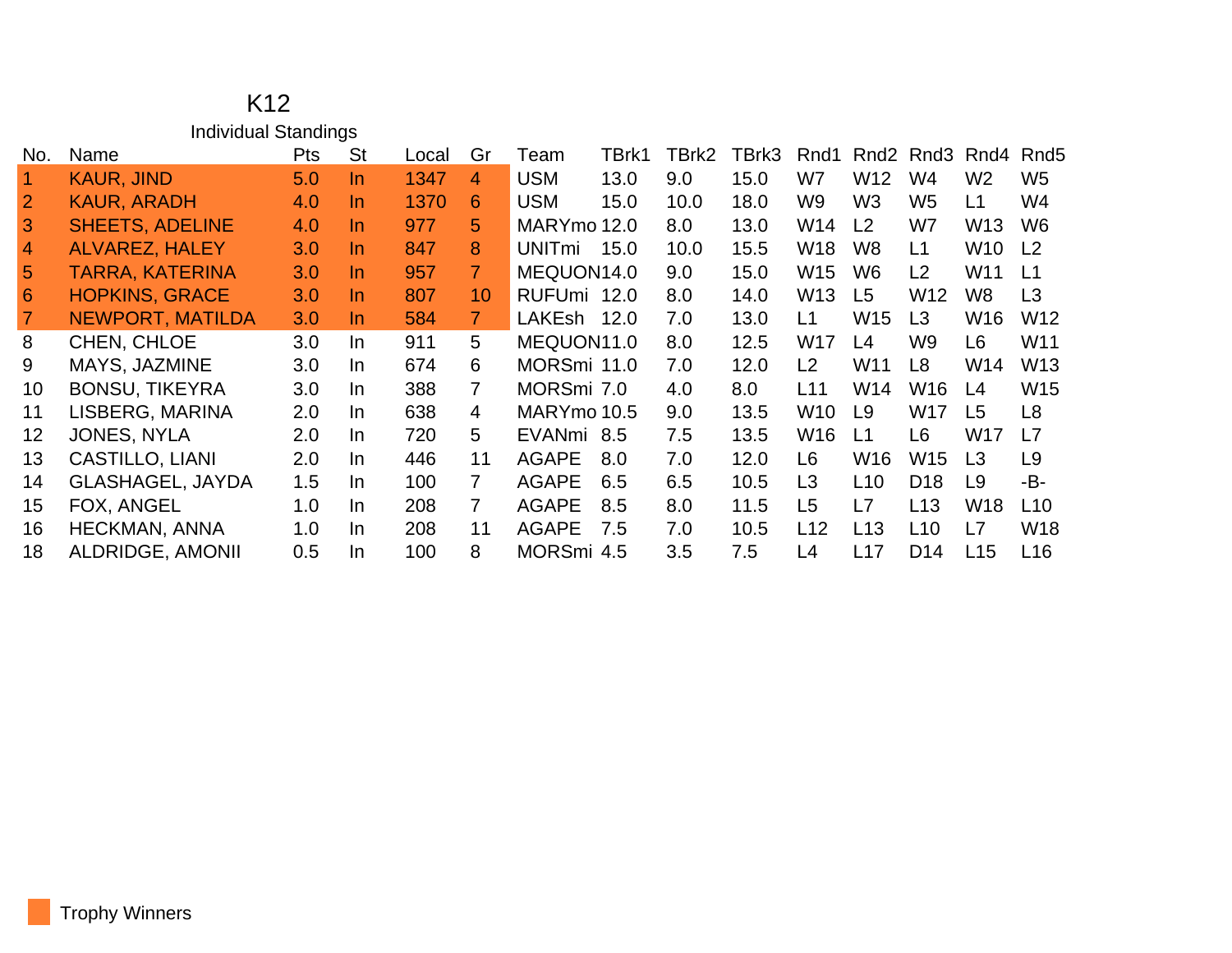# K12

## Individual Standings

| No. | Name | Pts | St | Local | Gr | Team | TBrk1 | TBrk2 | TBrk3 | Rnd1 | Rnd2 | Rnd3 | Rnd4 | Rnd5 |
|---|---|---|---|---|---|---|---|---|---|---|---|---|---|---|
| 1 | KAUR, JIND | 5.0 | In | 1347 | 4 | USM | 13.0 | 9.0 | 15.0 | W7 | W12 | W4 | W2 | W5 |
| 2 | KAUR, ARADH | 4.0 | In | 1370 | 6 | USM | 15.0 | 10.0 | 18.0 | W9 | W3 | W5 | L1 | W4 |
| 3 | SHEETS, ADELINE | 4.0 | In | 977 | 5 | MARYmo | 12.0 | 8.0 | 13.0 | W14 | L2 | W7 | W13 | W6 |
| 4 | ALVAREZ, HALEY | 3.0 | In | 847 | 8 | UNITmi | 15.0 | 10.0 | 15.5 | W18 | W8 | L1 | W10 | L2 |
| 5 | TARRA, KATERINA | 3.0 | In | 957 | 7 | MEQUON | 14.0 | 9.0 | 15.0 | W15 | W6 | L2 | W11 | L1 |
| 6 | HOPKINS, GRACE | 3.0 | In | 807 | 10 | RUFUmi | 12.0 | 8.0 | 14.0 | W13 | L5 | W12 | W8 | L3 |
| 7 | NEWPORT, MATILDA | 3.0 | In | 584 | 7 | LAKEsh | 12.0 | 7.0 | 13.0 | L1 | W15 | L3 | W16 | W12 |
| 8 | CHEN, CHLOE | 3.0 | In | 911 | 5 | MEQUON | 11.0 | 8.0 | 12.5 | W17 | L4 | W9 | L6 | W11 |
| 9 | MAYS, JAZMINE | 3.0 | In | 674 | 6 | MORSmi | 11.0 | 7.0 | 12.0 | L2 | W11 | L8 | W14 | W13 |
| 10 | BONSU, TIKEYRA | 3.0 | In | 388 | 7 | MORSmi | 7.0 | 4.0 | 8.0 | L11 | W14 | W16 | L4 | W15 |
| 11 | LISBERG, MARINA | 2.0 | In | 638 | 4 | MARYmo | 10.5 | 9.0 | 13.5 | W10 | L9 | W17 | L5 | L8 |
| 12 | JONES, NYLA | 2.0 | In | 720 | 5 | EVANmi | 8.5 | 7.5 | 13.5 | W16 | L1 | L6 | W17 | L7 |
| 13 | CASTILLO, LIANI | 2.0 | In | 446 | 11 | AGAPE | 8.0 | 7.0 | 12.0 | L6 | W16 | W15 | L3 | L9 |
| 14 | GLASHAGEL, JAYDA | 1.5 | In | 100 | 7 | AGAPE | 6.5 | 6.5 | 10.5 | L3 | L10 | D18 | L9 | -B- |
| 15 | FOX, ANGEL | 1.0 | In | 208 | 7 | AGAPE | 8.5 | 8.0 | 11.5 | L5 | L7 | L13 | W18 | L10 |
| 16 | HECKMAN, ANNA | 1.0 | In | 208 | 11 | AGAPE | 7.5 | 7.0 | 10.5 | L12 | L13 | L10 | L7 | W18 |
| 18 | ALDRIDGE, AMONII | 0.5 | In | 100 | 8 | MORSmi | 4.5 | 3.5 | 7.5 | L4 | L17 | D14 | L15 | L16 |

Trophy Winners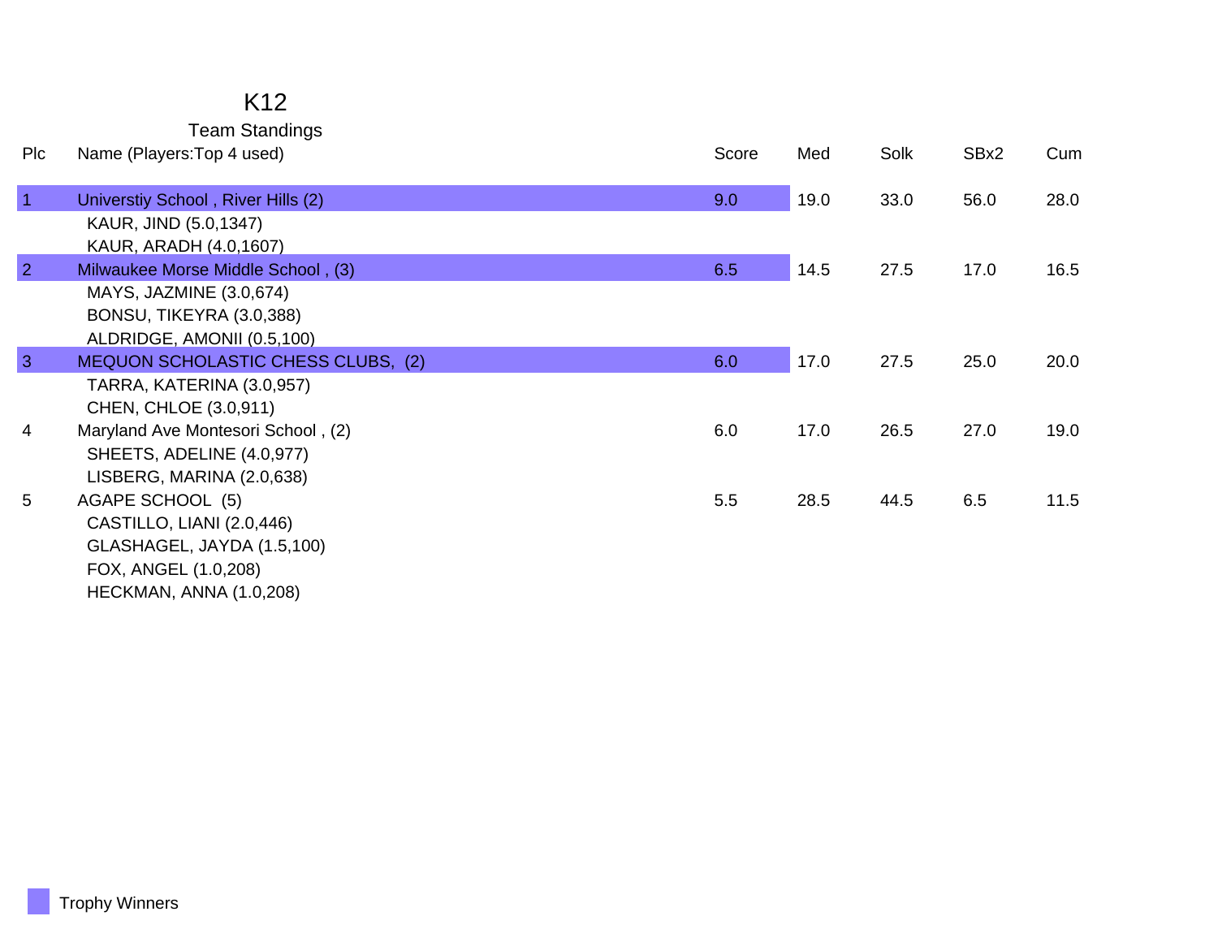# K12

## Team Standings

| Plc | Name (Players:Top 4 used) | Score | Med | Solk | SBx2 | Cum |
|---|---|---|---|---|---|---|
| 1 | Universtiy School , River Hills (2) | 9.0 | 19.0 | 33.0 | 56.0 | 28.0 |
| | KAUR, JIND (5.0,1347) | | | | | |
| | KAUR, ARADH (4.0,1607) | | | | | |
| 2 | Milwaukee Morse Middle School , (3) | 6.5 | 14.5 | 27.5 | 17.0 | 16.5 |
| | MAYS, JAZMINE (3.0,674) | | | | | |
| | BONSU, TIKEYRA (3.0,388) | | | | | |
| | ALDRIDGE, AMONII (0.5,100) | | | | | |
| 3 | MEQUON SCHOLASTIC CHESS CLUBS, (2) | 6.0 | 17.0 | 27.5 | 25.0 | 20.0 |
| | TARRA, KATERINA (3.0,957) | | | | | |
| | CHEN, CHLOE (3.0,911) | | | | | |
| 4 | Maryland Ave Montesori School , (2) | 6.0 | 17.0 | 26.5 | 27.0 | 19.0 |
| | SHEETS, ADELINE (4.0,977) | | | | | |
| | LISBERG, MARINA (2.0,638) | | | | | |
| 5 | AGAPE SCHOOL (5) | 5.5 | 28.5 | 44.5 | 6.5 | 11.5 |
| | CASTILLO, LIANI (2.0,446) | | | | | |
| | GLASHAGEL, JAYDA (1.5,100) | | | | | |
| | FOX, ANGEL (1.0,208) | | | | | |
| | HECKMAN, ANNA (1.0,208) | | | | | |

Trophy Winners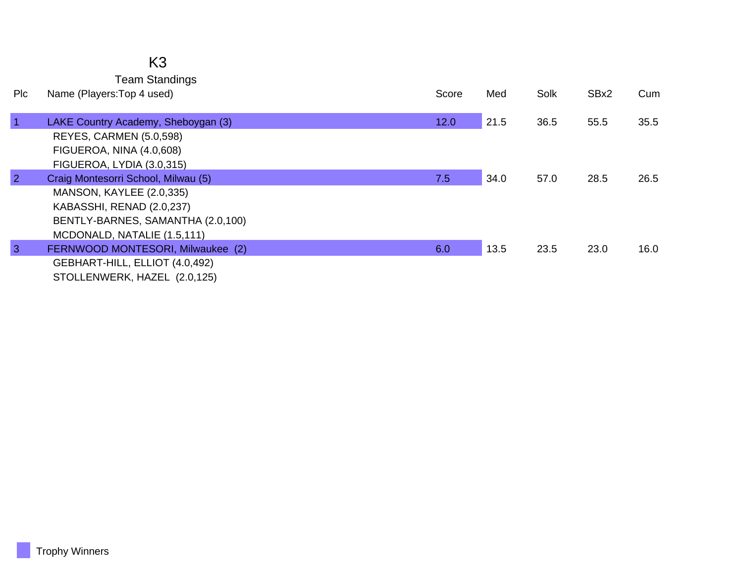# K3

## Team Standings

| Plc | Name (Players:Top 4 used) | Score | Med | Solk | SBx2 | Cum |
|---|---|---|---|---|---|---|
| 1 | LAKE Country Academy, Sheboygan (3) | 12.0 | 21.5 | 36.5 | 55.5 | 35.5 |
| | REYES, CARMEN (5.0,598) | | | | | |
| | FIGUEROA, NINA (4.0,608) | | | | | |
| | FIGUEROA, LYDIA (3.0,315) | | | | | |
| 2 | Craig Montesorri School, Milwau (5) | 7.5 | 34.0 | 57.0 | 28.5 | 26.5 |
| | MANSON, KAYLEE (2.0,335) | | | | | |
| | KABASSHI, RENAD (2.0,237) | | | | | |
| | BENTLY-BARNES, SAMANTHA (2.0,100) | | | | | |
| | MCDONALD, NATALIE (1.5,111) | | | | | |
| 3 | FERNWOOD MONTESORI, Milwaukee (2) | 6.0 | 13.5 | 23.5 | 23.0 | 16.0 |
| | GEBHART-HILL, ELLIOT (4.0,492) | | | | | |
| | STOLLENWERK, HAZEL (2.0,125) | | | | | |

Trophy Winners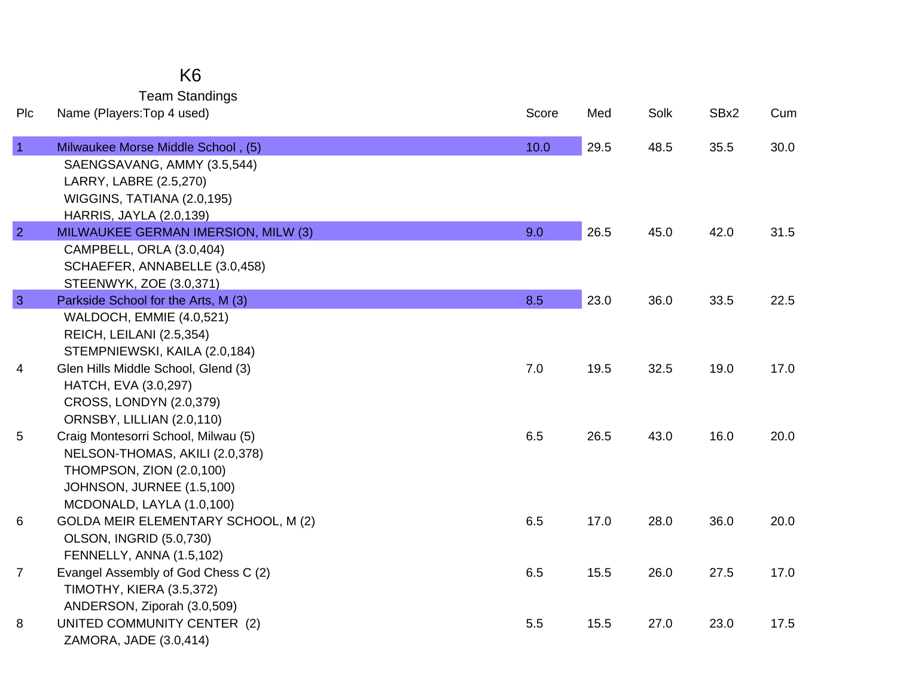# K6

## Team Standings

| Plc | Name (Players:Top 4 used) | Score | Med | Solk | SBx2 | Cum |
|---|---|---|---|---|---|---|
| 1 | Milwaukee Morse Middle School , (5) | 10.0 | 29.5 | 48.5 | 35.5 | 30.0 |
| | SAENGSAVANG, AMMY (3.5,544) | | | | | |
| | LARRY, LABRE (2.5,270) | | | | | |
| | WIGGINS, TATIANA (2.0,195) | | | | | |
| | HARRIS, JAYLA (2.0,139) | | | | | |
| 2 | MILWAUKEE GERMAN IMERSION, MILW (3) | 9.0 | 26.5 | 45.0 | 42.0 | 31.5 |
| | CAMPBELL, ORLA (3.0,404) | | | | | |
| | SCHAEFER, ANNABELLE (3.0,458) | | | | | |
| | STEENWYK, ZOE (3.0,371) | | | | | |
| 3 | Parkside School for the Arts, M (3) | 8.5 | 23.0 | 36.0 | 33.5 | 22.5 |
| | WALDOCH, EMMIE (4.0,521) | | | | | |
| | REICH, LEILANI (2.5,354) | | | | | |
| | STEMPNIEWSKI, KAILA (2.0,184) | | | | | |
| 4 | Glen Hills Middle School, Glend (3) | 7.0 | 19.5 | 32.5 | 19.0 | 17.0 |
| | HATCH, EVA (3.0,297) | | | | | |
| | CROSS, LONDYN (2.0,379) | | | | | |
| | ORNSBY, LILLIAN (2.0,110) | | | | | |
| 5 | Craig Montesorri School, Milwau (5) | 6.5 | 26.5 | 43.0 | 16.0 | 20.0 |
| | NELSON-THOMAS, AKILI (2.0,378) | | | | | |
| | THOMPSON, ZION (2.0,100) | | | | | |
| | JOHNSON, JURNEE (1.5,100) | | | | | |
| | MCDONALD, LAYLA (1.0,100) | | | | | |
| 6 | GOLDA MEIR ELEMENTARY SCHOOL, M (2) | 6.5 | 17.0 | 28.0 | 36.0 | 20.0 |
| | OLSON, INGRID (5.0,730) | | | | | |
| | FENNELLY, ANNA (1.5,102) | | | | | |
| 7 | Evangel Assembly of God Chess C (2) | 6.5 | 15.5 | 26.0 | 27.5 | 17.0 |
| | TIMOTHY, KIERA (3.5,372) | | | | | |
| | ANDERSON, Ziporah (3.0,509) | | | | | |
| 8 | UNITED COMMUNITY CENTER (2) | 5.5 | 15.5 | 27.0 | 23.0 | 17.5 |
| | ZAMORA, JADE (3.0,414) | | | | | |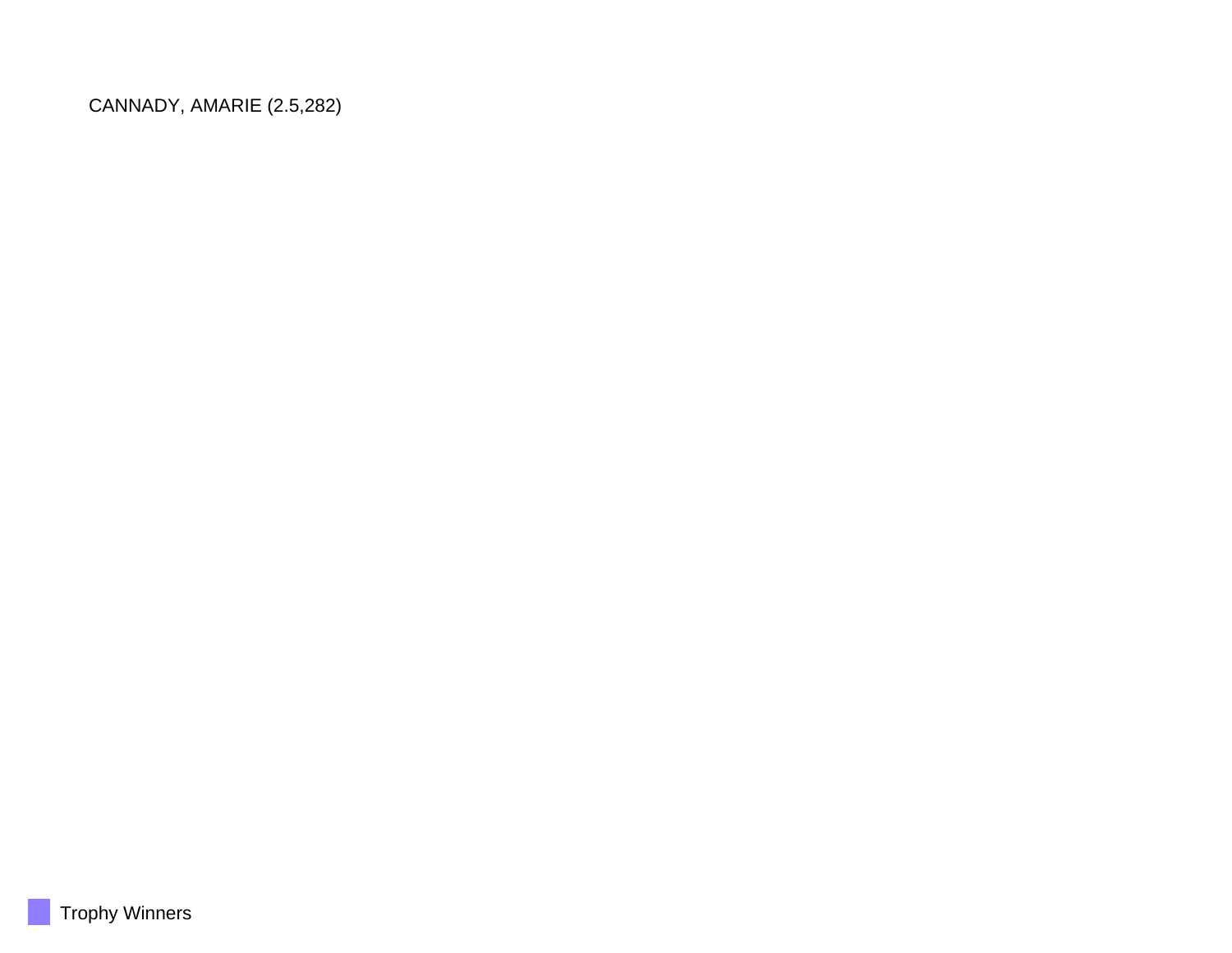CANNADY, AMARIE (2.5,282)

Trophy Winners